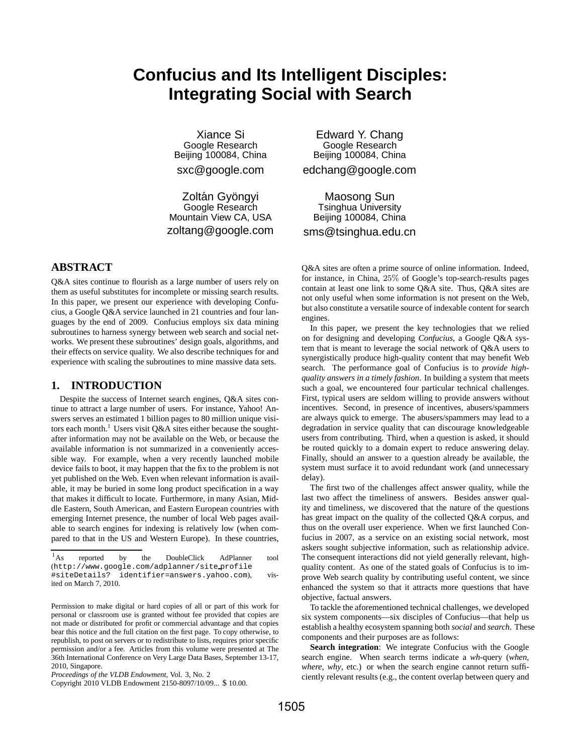# Confucius and Its Intelligent Disciples: Integrating Social with Search

Xiance Si
Google Research
Beijing 100084, China
sxc@google.com

Edward Y. Chang
Google Research
Beijing 100084, China
edchang@google.com

Zoltán Gyöngyi
Google Research
Mountain View CA, USA
zoltang@google.com

Maosong Sun
Tsinghua University
Beijing 100084, China
sms@tsinghua.edu.cn

## ABSTRACT

Q&A sites continue to flourish as a large number of users rely on them as useful substitutes for incomplete or missing search results. In this paper, we present our experience with developing Confucius, a Google Q&A service launched in 21 countries and four languages by the end of 2009. Confucius employs six data mining subroutines to harness synergy between web search and social networks. We present these subroutines' design goals, algorithms, and their effects on service quality. We also describe techniques for and experience with scaling the subroutines to mine massive data sets.

## 1. INTRODUCTION

Despite the success of Internet search engines, Q&A sites continue to attract a large number of users. For instance, Yahoo! Answers serves an estimated 1 billion pages to 80 million unique visitors each month.[1] Users visit Q&A sites either because the sought-after information may not be available on the Web, or because the available information is not summarized in a conveniently accessible way. For example, when a very recently launched mobile device fails to boot, it may happen that the fix to the problem is not yet published on the Web. Even when relevant information is available, it may be buried in some long product specification in a way that makes it difficult to locate. Furthermore, in many Asian, Middle Eastern, South American, and Eastern European countries with emerging Internet presence, the number of local Web pages available to search engines for indexing is relatively low (when compared to that in the US and Western Europe). In these countries, Q&A sites are often a prime source of online information. Indeed, for instance, in China, $25\%$ of Google's top-search-results pages contain at least one link to some Q&A site. Thus, Q&A sites are not only useful when some information is not present on the Web, but also constitute a versatile source of indexable content for search engines.

In this paper, we present the key technologies that we relied on for designing and developing *Confucius*, a Google Q&A system that is meant to leverage the social network of Q&A users to synergistically produce high-quality content that may benefit Web search. The performance goal of Confucius is to *provide high-quality answers in a timely fashion*. In building a system that meets such a goal, we encountered four particular technical challenges. First, typical users are seldom willing to provide answers without incentives. Second, in presence of incentives, abusers/spammers are always quick to emerge. The abusers/spammers may lead to a degradation in service quality that can discourage knowledgeable users from contributing. Third, when a question is asked, it should be routed quickly to a domain expert to reduce answering delay. Finally, should an answer to a question already be available, the system must surface it to avoid redundant work (and unnecessary delay).

The first two of the challenges affect answer quality, while the last two affect the timeliness of answers. Besides answer quality and timeliness, we discovered that the nature of the questions has great impact on the quality of the collected Q&A corpus, and thus on the overall user experience. When we first launched Confucius in 2007, as a service on an existing social network, most askers sought subjective information, such as relationship advice. The consequent interactions did not yield generally relevant, high-quality content. As one of the stated goals of Confucius is to improve Web search quality by contributing useful content, we since enhanced the system so that it attracts more questions that have objective, factual answers.

To tackle the aforementioned technical challenges, we developed six system components—six disciples of Confucius—that help us establish a healthy ecosystem spanning both *social* and *search*. These components and their purposes are as follows:

**Search integration**: We integrate Confucius with the Google search engine. When search terms indicate a *wh*-query (*when, where, why*, etc.) or when the search engine cannot return sufficiently relevant results (e.g., the content overlap between query and

---

[1] As reported by the DoubleClick AdPlanner tool (http://www.google.com/adplanner/site_profile #siteDetails? identifier=answers.yahoo.com), visited on March 7, 2010.

Permission to make digital or hard copies of all or part of this work for personal or classroom use is granted without fee provided that copies are not made or distributed for profit or commercial advantage and that copies bear this notice and the full citation on the first page. To copy otherwise, to republish, to post on servers or to redistribute to lists, requires prior specific permission and/or a fee. Articles from this volume were presented at The 36th International Conference on Very Large Data Bases, September 13-17, 2010, Singapore.
*Proceedings of the VLDB Endowment*, Vol. 3, No. 2
Copyright 2010 VLDB Endowment 2150-8097/10/09... $ 10.00.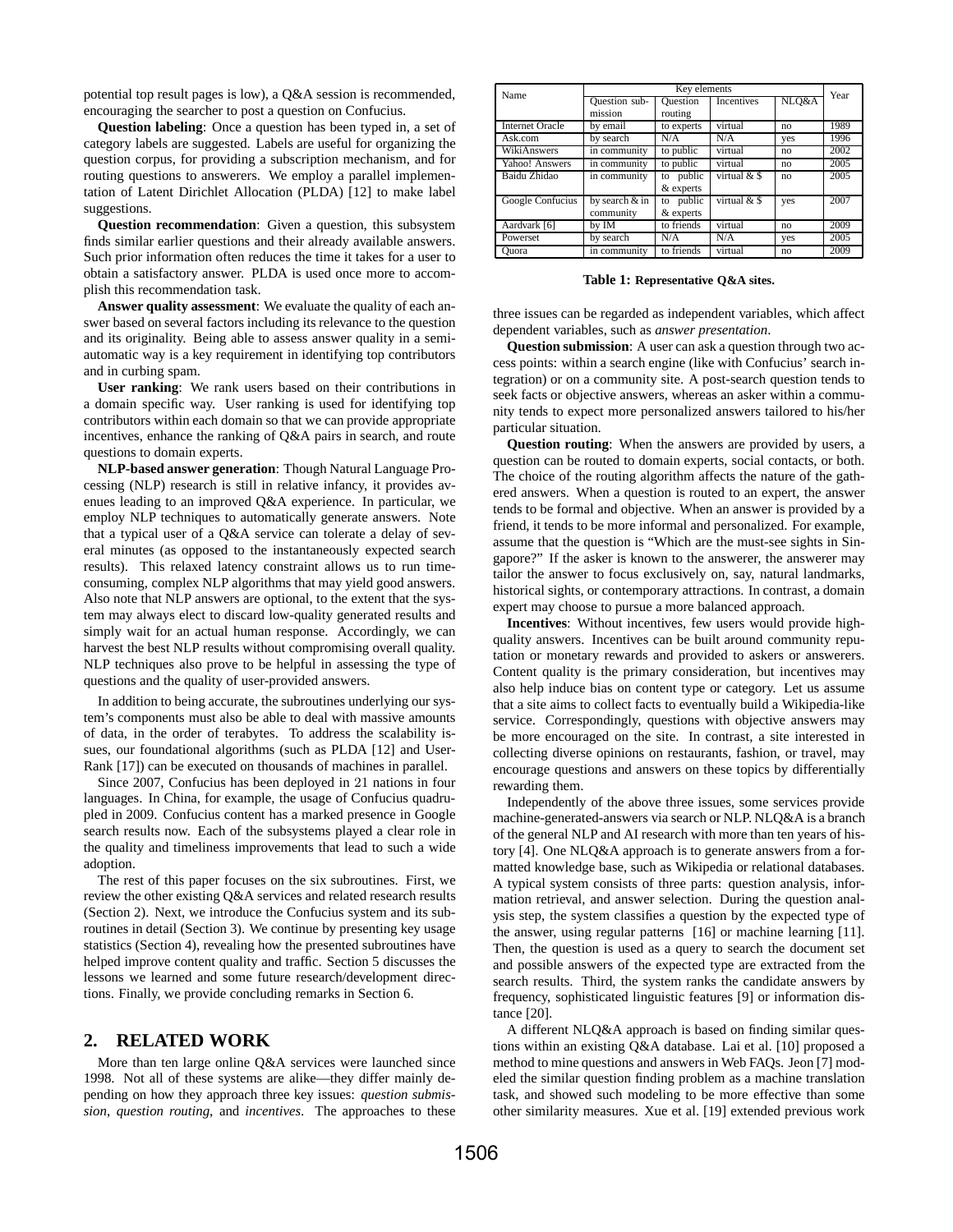potential top result pages is low), a Q&A session is recommended, encouraging the searcher to post a question on Confucius.

**Question labeling**: Once a question has been typed in, a set of category labels are suggested. Labels are useful for organizing the question corpus, for providing a subscription mechanism, and for routing questions to answerers. We employ a parallel implementation of Latent Dirichlet Allocation (PLDA) [12] to make label suggestions.

**Question recommendation**: Given a question, this subsystem finds similar earlier questions and their already available answers. Such prior information often reduces the time it takes for a user to obtain a satisfactory answer. PLDA is used once more to accomplish this recommendation task.

**Answer quality assessment**: We evaluate the quality of each answer based on several factors including its relevance to the question and its originality. Being able to assess answer quality in a semi-automatic way is a key requirement in identifying top contributors and in curbing spam.

**User ranking**: We rank users based on their contributions in a domain specific way. User ranking is used for identifying top contributors within each domain so that we can provide appropriate incentives, enhance the ranking of Q&A pairs in search, and route questions to domain experts.

**NLP-based answer generation**: Though Natural Language Processing (NLP) research is still in relative infancy, it provides avenues leading to an improved Q&A experience. In particular, we employ NLP techniques to automatically generate answers. Note that a typical user of a Q&A service can tolerate a delay of several minutes (as opposed to the instantaneously expected search results). This relaxed latency constraint allows us to run time-consuming, complex NLP algorithms that may yield good answers. Also note that NLP answers are optional, to the extent that the system may always elect to discard low-quality generated results and simply wait for an actual human response. Accordingly, we can harvest the best NLP results without compromising overall quality. NLP techniques also prove to be helpful in assessing the type of questions and the quality of user-provided answers.

In addition to being accurate, the subroutines underlying our system's components must also be able to deal with massive amounts of data, in the order of terabytes. To address the scalability issues, our foundational algorithms (such as PLDA [12] and UserRank [17]) can be executed on thousands of machines in parallel.

Since 2007, Confucius has been deployed in 21 nations in four languages. In China, for example, the usage of Confucius quadrupled in 2009. Confucius content has a marked presence in Google search results now. Each of the subsystems played a clear role in the quality and timeliness improvements that lead to such a wide adoption.

The rest of this paper focuses on the six subroutines. First, we review the other existing Q&A services and related research results (Section 2). Next, we introduce the Confucius system and its subroutines in detail (Section 3). We continue by presenting key usage statistics (Section 4), revealing how the presented subroutines have helped improve content quality and traffic. Section 5 discusses the lessons we learned and some future research/development directions. Finally, we provide concluding remarks in Section 6.

## 2. RELATED WORK

More than ten large online Q&A services were launched since 1998. Not all of these systems are alike—they differ mainly depending on how they approach three key issues: *question submission*, *question routing*, and *incentives*. The approaches to these three issues can be regarded as independent variables, which affect dependent variables, such as *answer presentation*.

| Name | Key elements | | | | Year |
|---|---|---|---|---|---|
| | Question submission | Question routing | Incentives | NLQ&A | |
| Internet Oracle | by email | to experts | virtual | no | 1989 |
| Ask.com | by search | N/A | N/A | yes | 1996 |
| WikiAnswers | in community | to public | virtual | no | 2002 |
| Yahoo! Answers | in community | to public | virtual | no | 2005 |
| Baidu Zhidao | in community | to public & experts | virtual & $ | no | 2005 |
| Google Confucius | by search & in community | to public & experts | virtual & $ | yes | 2007 |
| Aardvark [6] | by IM | to friends | virtual | no | 2009 |
| Powerset | by search | N/A | N/A | yes | 2005 |
| Quora | in community | to friends | virtual | no | 2009 |

**Table 1: Representative Q&A sites.**

**Question submission**: A user can ask a question through two access points: within a search engine (like with Confucius' search integration) or on a community site. A post-search question tends to seek facts or objective answers, whereas an asker within a community tends to expect more personalized answers tailored to his/her particular situation.

**Question routing**: When the answers are provided by users, a question can be routed to domain experts, social contacts, or both. The choice of the routing algorithm affects the nature of the gathered answers. When a question is routed to an expert, the answer tends to be formal and objective. When an answer is provided by a friend, it tends to be more informal and personalized. For example, assume that the question is "Which are the must-see sights in Singapore?" If the asker is known to the answerer, the answerer may tailor the answer to focus exclusively on, say, natural landmarks, historical sights, or contemporary attractions. In contrast, a domain expert may choose to pursue a more balanced approach.

**Incentives**: Without incentives, few users would provide high-quality answers. Incentives can be built around community reputation or monetary rewards and provided to askers or answerers. Content quality is the primary consideration, but incentives may also help induce bias on content type or category. Let us assume that a site aims to collect facts to eventually build a Wikipedia-like service. Correspondingly, questions with objective answers may be more encouraged on the site. In contrast, a site interested in collecting diverse opinions on restaurants, fashion, or travel, may encourage questions and answers on these topics by differentially rewarding them.

Independently of the above three issues, some services provide machine-generated-answers via search or NLP. NLQ&A is a branch of the general NLP and AI research with more than ten years of history [4]. One NLQ&A approach is to generate answers from a formatted knowledge base, such as Wikipedia or relational databases. A typical system consists of three parts: question analysis, information retrieval, and answer selection. During the question analysis step, the system classifies a question by the expected type of the answer, using regular patterns [16] or machine learning [11]. Then, the question is used as a query to search the document set and possible answers of the expected type are extracted from the search results. Third, the system ranks the candidate answers by frequency, sophisticated linguistic features [9] or information distance [20].

A different NLQ&A approach is based on finding similar questions within an existing Q&A database. Lai et al. [10] proposed a method to mine questions and answers in Web FAQs. Jeon [7] modeled the similar question finding problem as a machine translation task, and showed such modeling to be more effective than some other similarity measures. Xue et al. [19] extended previous work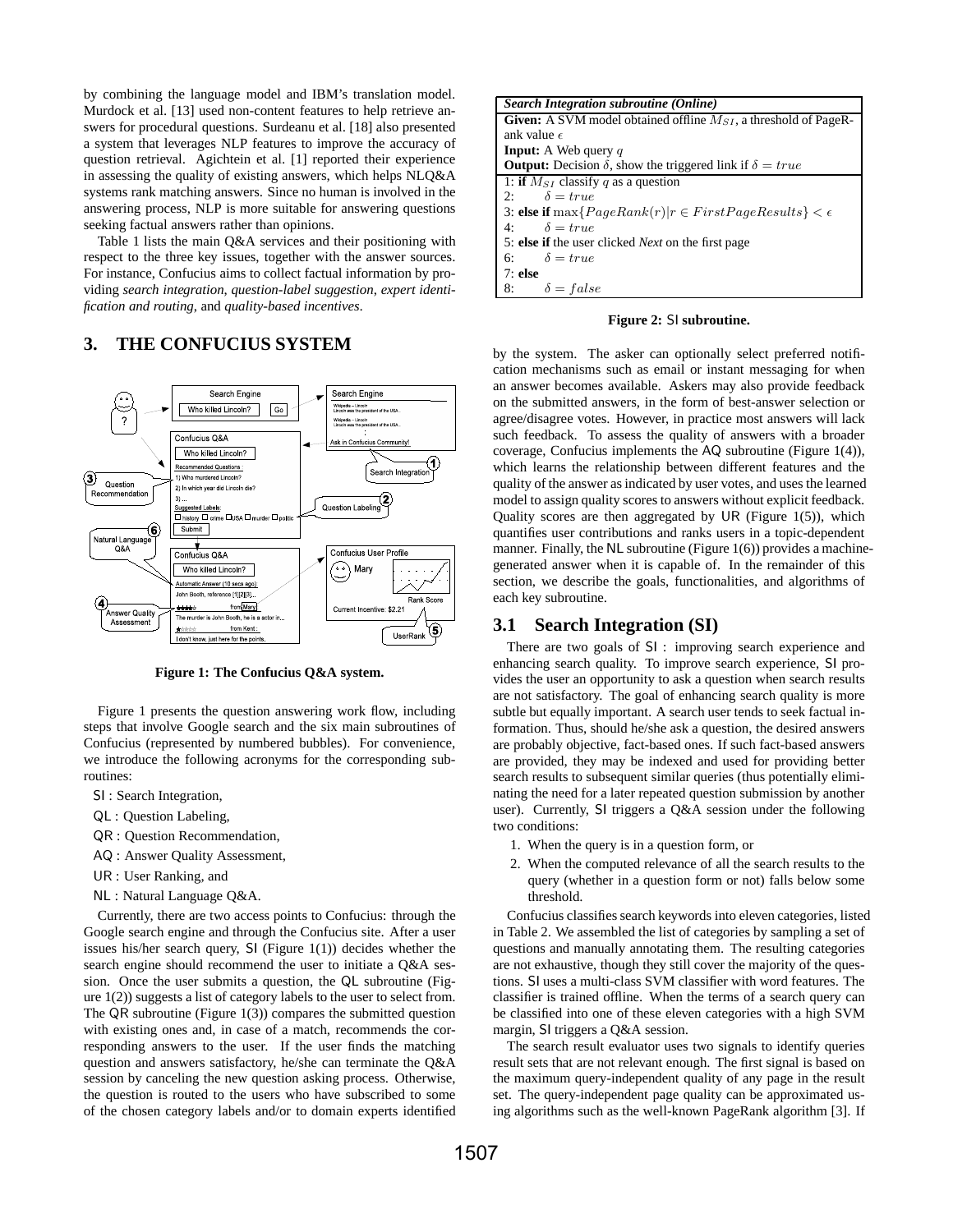by combining the language model and IBM's translation model. Murdock et al. [13] used non-content features to help retrieve answers for procedural questions. Surdeanu et al. [18] also presented a system that leverages NLP features to improve the accuracy of question retrieval. Agichtein et al. [1] reported their experience in assessing the quality of existing answers, which helps NLQ&A systems rank matching answers. Since no human is involved in the answering process, NLP is more suitable for answering questions seeking factual answers rather than opinions.

Table 1 lists the main Q&A services and their positioning with respect to the three key issues, together with the answer sources. For instance, Confucius aims to collect factual information by providing *search integration*, *question-label suggestion*, *expert identification and routing*, and *quality-based incentives*.

## 3. THE CONFUCIUS SYSTEM

**Figure 1: The Confucius Q&A system.**

Figure 1 presents the question answering work flow, including steps that involve Google search and the six main subroutines of Confucius (represented by numbered bubbles). For convenience, we introduce the following acronyms for the corresponding subroutines:

- SI : Search Integration,
- QL : Question Labeling,
- QR : Question Recommendation,
- AQ : Answer Quality Assessment,
- UR : User Ranking, and
- NL : Natural Language Q&A.

Currently, there are two access points to Confucius: through the Google search engine and through the Confucius site. After a user issues his/her search query, SI (Figure 1(1)) decides whether the search engine should recommend the user to initiate a Q&A session. Once the user submits a question, the QL subroutine (Figure 1(2)) suggests a list of category labels to the user to select from. The QR subroutine (Figure 1(3)) compares the submitted question with existing ones and, in case of a match, recommends the corresponding answers to the user. If the user finds the matching question and answers satisfactory, he/she can terminate the Q&A session by canceling the new question asking process. Otherwise, the question is routed to the users who have subscribed to some of the chosen category labels and/or to domain experts identified by the system. The asker can optionally select preferred notification mechanisms such as email or instant messaging for when an answer becomes available. Askers may also provide feedback on the submitted answers, in the form of best-answer selection or agree/disagree votes. However, in practice most answers will lack such feedback. To assess the quality of answers with a broader coverage, Confucius implements the AQ subroutine (Figure 1(4)), which learns the relationship between different features and the quality of the answer as indicated by user votes, and uses the learned model to assign quality scores to answers without explicit feedback. Quality scores are then aggregated by UR (Figure 1(5)), which quantifies user contributions and ranks users in a topic-dependent manner. Finally, the NL subroutine (Figure 1(6)) provides a machine-generated answer when it is capable of. In the remainder of this section, we describe the goals, functionalities, and algorithms of each key subroutine.

```
Search Integration subroutine (Online)
Given: A SVM model obtained offline M_SI, a threshold of PageRank value ε
Input: A Web query q
Output: Decision δ, show the triggered link if δ = true
1: if M_SI classify q as a question
2:     δ = true
3: else if max{PageRank(r)|r ∈ FirstPageResults} < ε
4:     δ = true
5: else if the user clicked Next on the first page
6:     δ = true
7: else
8:     δ = false
```

**Figure 2: SI subroutine.**

### 3.1 Search Integration (SI)

There are two goals of SI : improving search experience and enhancing search quality. To improve search experience, SI provides the user an opportunity to ask a question when search results are not satisfactory. The goal of enhancing search quality is more subtle but equally important. A search user tends to seek factual information. Thus, should he/she ask a question, the desired answers are probably objective, fact-based ones. If such fact-based answers are provided, they may be indexed and used for providing better search results to subsequent similar queries (thus potentially eliminating the need for a later repeated question submission by another user). Currently, SI triggers a Q&A session under the following two conditions:

1. When the query is in a question form, or
2. When the computed relevance of all the search results to the query (whether in a question form or not) falls below some threshold.

Confucius classifies search keywords into eleven categories, listed in Table 2. We assembled the list of categories by sampling a set of questions and manually annotating them. The resulting categories are not exhaustive, though they still cover the majority of the questions. SI uses a multi-class SVM classifier with word features. The classifier is trained offline. When the terms of a search query can be classified into one of these eleven categories with a high SVM margin, SI triggers a Q&A session.

The search result evaluator uses two signals to identify queries result sets that are not relevant enough. The first signal is based on the maximum query-independent quality of any page in the result set. The query-independent page quality can be approximated using algorithms such as the well-known PageRank algorithm [3]. If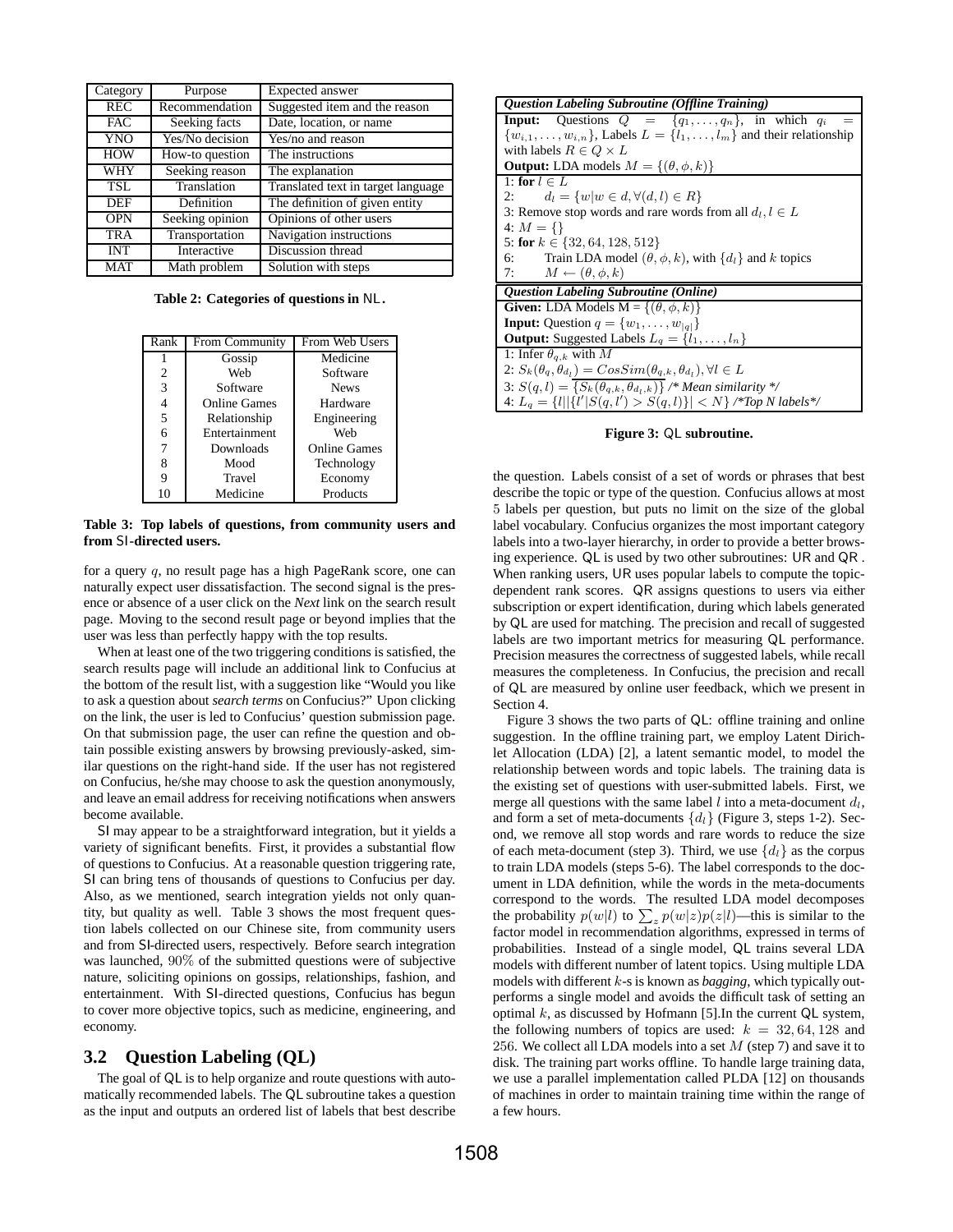| Category | Purpose | Expected answer |
|---|---|---|
| REC | Recommendation | Suggested item and the reason |
| FAC | Seeking facts | Date, location, or name |
| YNO | Yes/No decision | Yes/no and reason |
| HOW | How-to question | The instructions |
| WHY | Seeking reason | The explanation |
| TSL | Translation | Translated text in target language |
| DEF | Definition | The definition of given entity |
| OPN | Seeking opinion | Opinions of other users |
| TRA | Transportation | Navigation instructions |
| INT | Interactive | Discussion thread |
| MAT | Math problem | Solution with steps |

**Table 2: Categories of questions in NL.**

| Rank | From Community | From Web Users |
|---|---|---|
| 1 | Gossip | Medicine |
| 2 | Web | Software |
| 3 | Software | News |
| 4 | Online Games | Hardware |
| 5 | Relationship | Engineering |
| 6 | Entertainment | Web |
| 7 | Downloads | Online Games |
| 8 | Mood | Technology |
| 9 | Travel | Economy |
| 10 | Medicine | Products |

**Table 3: Top labels of questions, from community users and from SI-directed users.**

for a query $q$, no result page has a high PageRank score, one can naturally expect user dissatisfaction. The second signal is the presence or absence of a user click on the *Next* link on the search result page. Moving to the second result page or beyond implies that the user was less than perfectly happy with the top results.

When at least one of the two triggering conditions is satisfied, the search results page will include an additional link to Confucius at the bottom of the result list, with a suggestion like "Would you like to ask a question about *search terms* on Confucius?" Upon clicking on the link, the user is led to Confucius' question submission page. On that submission page, the user can refine the question and obtain possible existing answers by browsing previously-asked, similar questions on the right-hand side. If the user has not registered on Confucius, he/she may choose to ask the question anonymously, and leave an email address for receiving notifications when answers become available.

SI may appear to be a straightforward integration, but it yields a variety of significant benefits. First, it provides a substantial flow of questions to Confucius. At a reasonable question triggering rate, SI can bring tens of thousands of questions to Confucius per day. Also, as we mentioned, search integration yields not only quantity, but quality as well. Table 3 shows the most frequent question labels collected on our Chinese site, from community users and from SI-directed users, respectively. Before search integration was launched, $90\%$ of the submitted questions were of subjective nature, soliciting opinions on gossips, relationships, fashion, and entertainment. With SI-directed questions, Confucius has begun to cover more objective topics, such as medicine, engineering, and economy.

## 3.2 Question Labeling (QL)

The goal of QL is to help organize and route questions with automatically recommended labels. The QL subroutine takes a question as the input and outputs an ordered list of labels that best describe

| *Question Labeling Subroutine (Offline Training)* |
|---|
| **Input:** Questions $Q = \{q_1, \ldots, q_n\}$, in which $q_i = \{w_{i,1}, \ldots, w_{i,n}\}$, Labels $L = \{l_1, \ldots, l_m\}$ and their relationship with labels $R \in Q \times L$ |
| **Output:** LDA models $M = \{(\theta, \phi, k)\}$ |
| 1: **for** $l \in L$ |
| 2: $\quad d_l = \{w \mid w \in d, \forall (d, l) \in R\}$ |
| 3: Remove stop words and rare words from all $d_l, l \in L$ |
| 4: $M = \{\}$ |
| 5: **for** $k \in \{32, 64, 128, 512\}$ |
| 6: $\quad$ Train LDA model $(\theta, \phi, k)$, with $\{d_l\}$ and $k$ topics |
| 7: $\quad M \leftarrow (\theta, \phi, k)$ |
| *Question Labeling Subroutine (Online)* |
| **Given:** LDA Models M = $\{(\theta, \phi, k)\}$ |
| **Input:** Question $q = \{w_1, \ldots, w_{\lvert q \rvert}\}$ |
| **Output:** Suggested Labels $L_q = \{l_1, \ldots, l_n\}$ |
| 1: Infer $\theta_{q,k}$ with $M$ |
| 2: $S_k(\theta_q, \theta_{d_l}) = CosSim(\theta_{q,k}, \theta_{d_l}), \forall l \in L$ |
| 3: $S(q, l) = \overline{\{S_k(\theta_{q,k}, \theta_{d_l,k})\}}$ /* *Mean similarity* */ |
| 4: $L_q = \{l \mid \lvert \{l' \mid S(q, l') > S(q, l)\} \rvert < N\}$ /**Top N labels*/ |

**Figure 3: QL subroutine.**

the question. Labels consist of a set of words or phrases that best describe the topic or type of the question. Confucius allows at most 5 labels per question, but puts no limit on the size of the global label vocabulary. Confucius organizes the most important category labels into a two-layer hierarchy, in order to provide a better browsing experience. QL is used by two other subroutines: UR and QR . When ranking users, UR uses popular labels to compute the topic-dependent rank scores. QR assigns questions to users via either subscription or expert identification, during which labels generated by QL are used for matching. The precision and recall of suggested labels are two important metrics for measuring QL performance. Precision measures the correctness of suggested labels, while recall measures the completeness. In Confucius, the precision and recall of QL are measured by online user feedback, which we present in Section 4.

Figure 3 shows the two parts of QL: offline training and online suggestion. In the offline training part, we employ Latent Dirichlet Allocation (LDA) [2], a latent semantic model, to model the relationship between words and topic labels. The training data is the existing set of questions with user-submitted labels. First, we merge all questions with the same label $l$ into a meta-document $d_l$, and form a set of meta-documents $\{d_l\}$ (Figure 3, steps 1-2). Second, we remove all stop words and rare words to reduce the size of each meta-document (step 3). Third, we use $\{d_l\}$ as the corpus to train LDA models (steps 5-6). The label corresponds to the document in LDA definition, while the words in the meta-documents correspond to the words. The resulted LDA model decomposes the probability $p(w|l)$ to $\sum_z p(w|z)p(z|l)$—this is similar to the factor model in recommendation algorithms, expressed in terms of probabilities. Instead of a single model, QL trains several LDA models with different number of latent topics. Using multiple LDA models with different $k$-s is known as *bagging*, which typically outperforms a single model and avoids the difficult task of setting an optimal $k$, as discussed by Hofmann [5].In the current QL system, the following numbers of topics are used: $k = 32, 64, 128$ and $256$. We collect all LDA models into a set $M$ (step 7) and save it to disk. The training part works offline. To handle large training data, we use a parallel implementation called PLDA [12] on thousands of machines in order to maintain training time within the range of a few hours.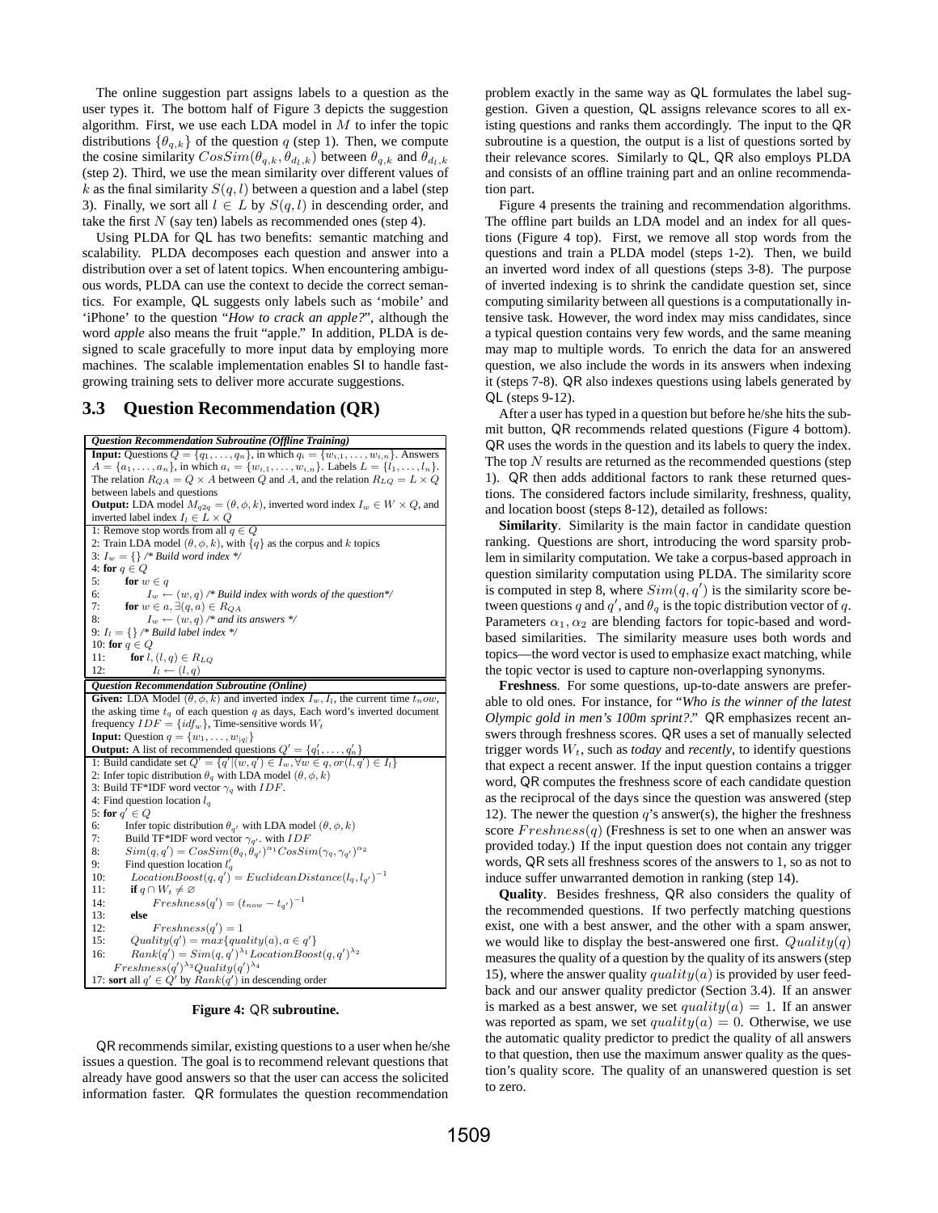The online suggestion part assigns labels to a question as the user types it. The bottom half of Figure 3 depicts the suggestion algorithm. First, we use each LDA model in $M$ to infer the topic distributions $\{\theta_{q,k}\}$ of the question $q$ (step 1). Then, we compute the cosine similarity $CosSim(\theta_{q,k}, \theta_{d_l,k})$ between $\theta_{q,k}$ and $\theta_{d_l,k}$ (step 2). Third, we use the mean similarity over different values of $k$ as the final similarity $S(q,l)$ between a question and a label (step 3). Finally, we sort all $l \in L$ by $S(q,l)$ in descending order, and take the first $N$ (say ten) labels as recommended ones (step 4).

Using PLDA for QL has two benefits: semantic matching and scalability. PLDA decomposes each question and answer into a distribution over a set of latent topics. When encountering ambiguous words, PLDA can use the context to decide the correct semantics. For example, QL suggests only labels such as 'mobile' and 'iPhone' to the question "*How to crack an apple?*", although the word *apple* also means the fruit "apple." In addition, PLDA is designed to scale gracefully to more input data by employing more machines. The scalable implementation enables SI to handle fast-growing training sets to deliver more accurate suggestions.

## 3.3 Question Recommendation (QR)

```
Question Recommendation Subroutine (Offline Training)
Input: Questions Q = {q_1, ..., q_n}, in which q_i = {w_{i,1}, ..., w_{i,n}}. Answers
A = {a_1, ..., a_n}, in which a_i = {w_{i,1}, ..., w_{i,n}}. Labels L = {l_1, ..., l_n}.
The relation R_QA = Q × A between Q and A, and the relation R_LQ = L × Q
between labels and questions
Output: LDA model M_q2q = (θ, φ, k), inverted word index I_w ∈ W × Q, and
inverted label index I_l ∈ L × Q
1: Remove stop words from all q ∈ Q
2: Train LDA model (θ, φ, k), with {q} as the corpus and k topics
3: I_w = {} /* Build word index */
4: for q ∈ Q
5:     for w ∈ q
6:         I_w ← (w, q) /* Build index with words of the question*/
7:     for w ∈ a, ∃(q, a) ∈ R_QA
8:         I_w ← (w, q) /* and its answers */
9: I_l = {} /* Build label index */
10: for q ∈ Q
11:     for l, (l, q) ∈ R_LQ
12:         I_l ← (l, q)

Question Recommendation Subroutine (Online)
Given: LDA Model (θ, φ, k) and inverted index I_w, I_l, the current time t_now,
the asking time t_q of each question q as days, Each word's inverted document
frequency IDF = {idf_w}, Time-sensitive words W_t
Input: Question q = {w_1, ..., w_|q|}
Output: A list of recommended questions Q' = {q'_1, ..., q'_n}
1: Build candidate set Q' = {q' | (w, q') ∈ I_w, ∀w ∈ q, or (l, q') ∈ I_l}
2: Infer topic distribution θ_q with LDA model (θ, φ, k)
3: Build TF*IDF word vector γ_q with IDF.
4: Find question location l_q
5: for q' ∈ Q
6:     Infer topic distribution θ_q' with LDA model (θ, φ, k)
7:     Build TF*IDF word vector γ_q', with IDF
8:     Sim(q, q') = CosSim(θ_q, θ_q')^α1 CosSim(γ_q, γ_q')^α2
9:     Find question location l'_q
10:    LocationBoost(q, q') = EuclideanDistance(l_q, l_q')^-1
11:    if q ∩ W_t ≠ ∅
14:        Freshness(q') = (t_now − t_q')^-1
13:    else
12:        Freshness(q') = 1
15:    Quality(q') = max{quality(a), a ∈ q'}
16:    Rank(q') = Sim(q, q')^λ1 LocationBoost(q, q')^λ2
       Freshness(q')^λ3 Quality(q')^λ4
17: sort all q' ∈ Q' by Rank(q') in descending order
```

**Figure 4: QR subroutine.**

QR recommends similar, existing questions to a user when he/she issues a question. The goal is to recommend relevant questions that already have good answers so that the user can access the solicited information faster. QR formulates the question recommendation problem exactly in the same way as QL formulates the label suggestion. Given a question, QL assigns relevance scores to all existing questions and ranks them accordingly. The input to the QR subroutine is a question, the output is a list of questions sorted by their relevance scores. Similarly to QL, QR also employs PLDA and consists of an offline training part and an online recommendation part.

Figure 4 presents the training and recommendation algorithms. The offline part builds an LDA model and an index for all questions (Figure 4 top). First, we remove all stop words from the questions and train a PLDA model (steps 1-2). Then, we build an inverted word index of all questions (steps 3-8). The purpose of inverted indexing is to shrink the candidate question set, since computing similarity between all questions is a computationally intensive task. However, the word index may miss candidates, since a typical question contains very few words, and the same meaning may map to multiple words. To enrich the data for an answered question, we also include the words in its answers when indexing it (steps 7-8). QR also indexes questions using labels generated by QL (steps 9-12).

After a user has typed in a question but before he/she hits the submit button, QR recommends related questions (Figure 4 bottom). QR uses the words in the question and its labels to query the index. The top $N$ results are returned as the recommended questions (step 1). QR then adds additional factors to rank these returned questions. The considered factors include similarity, freshness, quality, and location boost (steps 8-12), detailed as follows:

**Similarity**. Similarity is the main factor in candidate question ranking. Questions are short, introducing the word sparsity problem in similarity computation. We take a corpus-based approach in question similarity computation using PLDA. The similarity score is computed in step 8, where $Sim(q, q')$ is the similarity score between questions $q$ and $q'$, and $\theta_q$ is the topic distribution vector of $q$. Parameters $\alpha_1, \alpha_2$ are blending factors for topic-based and word-based similarities. The similarity measure uses both words and topics—the word vector is used to emphasize exact matching, while the topic vector is used to capture non-overlapping synonyms.

**Freshness**. For some questions, up-to-date answers are preferable to old ones. For instance, for "*Who is the winner of the latest Olympic gold in men's 100m sprint?*." QR emphasizes recent answers through freshness scores. QR uses a set of manually selected trigger words $W_t$, such as *today* and *recently*, to identify questions that expect a recent answer. If the input question contains a trigger word, QR computes the freshness score of each candidate question as the reciprocal of the days since the question was answered (step 12). The newer the question $q$'s answer(s), the higher the freshness score $Freshness(q)$ (Freshness is set to one when an answer was provided today.) If the input question does not contain any trigger words, QR sets all freshness scores of the answers to 1, so as not to induce suffer unwarranted demotion in ranking (step 14).

**Quality**. Besides freshness, QR also considers the quality of the recommended questions. If two perfectly matching questions exist, one with a best answer, and the other with a spam answer, we would like to display the best-answered one first. $Quality(q)$ measures the quality of a question by the quality of its answers (step 15), where the answer quality $quality(a)$ is provided by user feedback and our answer quality predictor (Section 3.4). If an answer is marked as a best answer, we set $quality(a) = 1$. If an answer was reported as spam, we set $quality(a) = 0$. Otherwise, we use the automatic quality predictor to predict the quality of all answers to that question, then use the maximum answer quality as the question's quality score. The quality of an unanswered question is set to zero.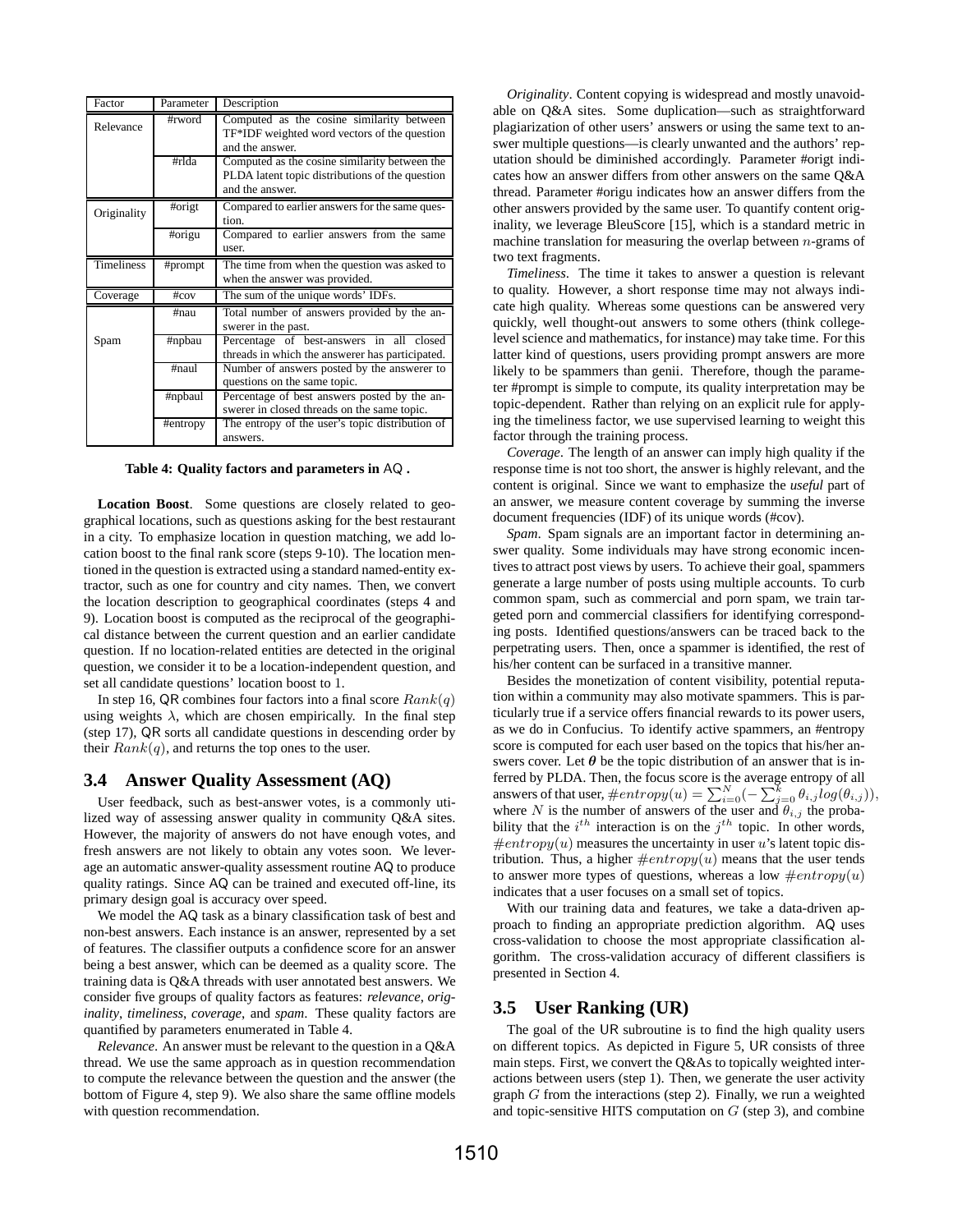| Factor | Parameter | Description |
| --- | --- | --- |
| Relevance | #rword | Computed as the cosine similarity between TF*IDF weighted word vectors of the question and the answer. |
| | #rlda | Computed as the cosine similarity between the PLDA latent topic distributions of the question and the answer. |
| Originality | #origt | Compared to earlier answers for the same question. |
| | #origu | Compared to earlier answers from the same user. |
| Timeliness | #prompt | The time from when the question was asked to when the answer was provided. |
| Coverage | #cov | The sum of the unique words' IDFs. |
| Spam | #nau | Total number of answers provided by the answerer in the past. |
| | #npbau | Percentage of best-answers in all closed threads in which the answerer has participated. |
| | #naul | Number of answers posted by the answerer to questions on the same topic. |
| | #npbaul | Percentage of best answers posted by the answerer in closed threads on the same topic. |
| | #entropy | The entropy of the user's topic distribution of answers. |

**Table 4: Quality factors and parameters in AQ .**

**Location Boost**. Some questions are closely related to geographical locations, such as questions asking for the best restaurant in a city. To emphasize location in question matching, we add location boost to the final rank score (steps 9-10). The location mentioned in the question is extracted using a standard named-entity extractor, such as one for country and city names. Then, we convert the location description to geographical coordinates (steps 4 and 9). Location boost is computed as the reciprocal of the geographical distance between the current question and an earlier candidate question. If no location-related entities are detected in the original question, we consider it to be a location-independent question, and set all candidate questions' location boost to 1.

In step 16, QR combines four factors into a final score $Rank(q)$ using weights $\lambda$, which are chosen empirically. In the final step (step 17), QR sorts all candidate questions in descending order by their $Rank(q)$, and returns the top ones to the user.

### 3.4 Answer Quality Assessment (AQ)

User feedback, such as best-answer votes, is a commonly utilized way of assessing answer quality in community Q&A sites. However, the majority of answers do not have enough votes, and fresh answers are not likely to obtain any votes soon. We leverage an automatic answer-quality assessment routine AQ to produce quality ratings. Since AQ can be trained and executed off-line, its primary design goal is accuracy over speed.

We model the AQ task as a binary classification task of best and non-best answers. Each instance is an answer, represented by a set of features. The classifier outputs a confidence score for an answer being a best answer, which can be deemed as a quality score. The training data is Q&A threads with user annotated best answers. We consider five groups of quality factors as features: *relevance*, *originality*, *timeliness*, *coverage*, and *spam*. These quality factors are quantified by parameters enumerated in Table 4.

*Relevance*. An answer must be relevant to the question in a Q&A thread. We use the same approach as in question recommendation to compute the relevance between the question and the answer (the bottom of Figure 4, step 9). We also share the same offline models with question recommendation.

*Originality*. Content copying is widespread and mostly unavoidable on Q&A sites. Some duplication—such as straightforward plagiarization of other users' answers or using the same text to answer multiple questions—is clearly unwanted and the authors' reputation should be diminished accordingly. Parameter #origt indicates how an answer differs from other answers on the same Q&A thread. Parameter #origu indicates how an answer differs from the other answers provided by the same user. To quantify content originality, we leverage BleuScore [15], which is a standard metric in machine translation for measuring the overlap between $n$-grams of two text fragments.

*Timeliness*. The time it takes to answer a question is relevant to quality. However, a short response time may not always indicate high quality. Whereas some questions can be answered very quickly, well thought-out answers to some others (think college-level science and mathematics, for instance) may take time. For this latter kind of questions, users providing prompt answers are more likely to be spammers than genii. Therefore, though the parameter #prompt is simple to compute, its quality interpretation may be topic-dependent. Rather than relying on an explicit rule for applying the timeliness factor, we use supervised learning to weight this factor through the training process.

*Coverage*. The length of an answer can imply high quality if the response time is not too short, the answer is highly relevant, and the content is original. Since we want to emphasize the *useful* part of an answer, we measure content coverage by summing the inverse document frequencies (IDF) of its unique words (#cov).

*Spam*. Spam signals are an important factor in determining answer quality. Some individuals may have strong economic incentives to attract post views by users. To achieve their goal, spammers generate a large number of posts using multiple accounts. To curb common spam, such as commercial and porn spam, we train targeted porn and commercial classifiers for identifying corresponding posts. Identified questions/answers can be traced back to the perpetrating users. Then, once a spammer is identified, the rest of his/her content can be surfaced in a transitive manner.

Besides the monetization of content visibility, potential reputation within a community may also motivate spammers. This is particularly true if a service offers financial rewards to its power users, as we do in Confucius. To identify active spammers, an #entropy score is computed for each user based on the topics that his/her answers cover. Let $\boldsymbol{\theta}$ be the topic distribution of an answer that is inferred by PLDA. Then, the focus score is the average entropy of all answers of that user, $\#entropy(u) = \sum_{i=0}^{N}(-\sum_{j=0}^{k}\theta_{i,j}log(\theta_{i,j}))$, where $N$ is the number of answers of the user and $\theta_{i,j}$ the probability that the $i^{th}$ interaction is on the $j^{th}$ topic. In other words, $\#entropy(u)$ measures the uncertainty in user $u$'s latent topic distribution. Thus, a higher $\#entropy(u)$ means that the user tends to answer more types of questions, whereas a low $\#entropy(u)$ indicates that a user focuses on a small set of topics.

With our training data and features, we take a data-driven approach to finding an appropriate prediction algorithm. AQ uses cross-validation to choose the most appropriate classification algorithm. The cross-validation accuracy of different classifiers is presented in Section 4.

### 3.5 User Ranking (UR)

The goal of the UR subroutine is to find the high quality users on different topics. As depicted in Figure 5, UR consists of three main steps. First, we convert the Q&As to topically weighted interactions between users (step 1). Then, we generate the user activity graph $G$ from the interactions (step 2). Finally, we run a weighted and topic-sensitive HITS computation on $G$ (step 3), and combine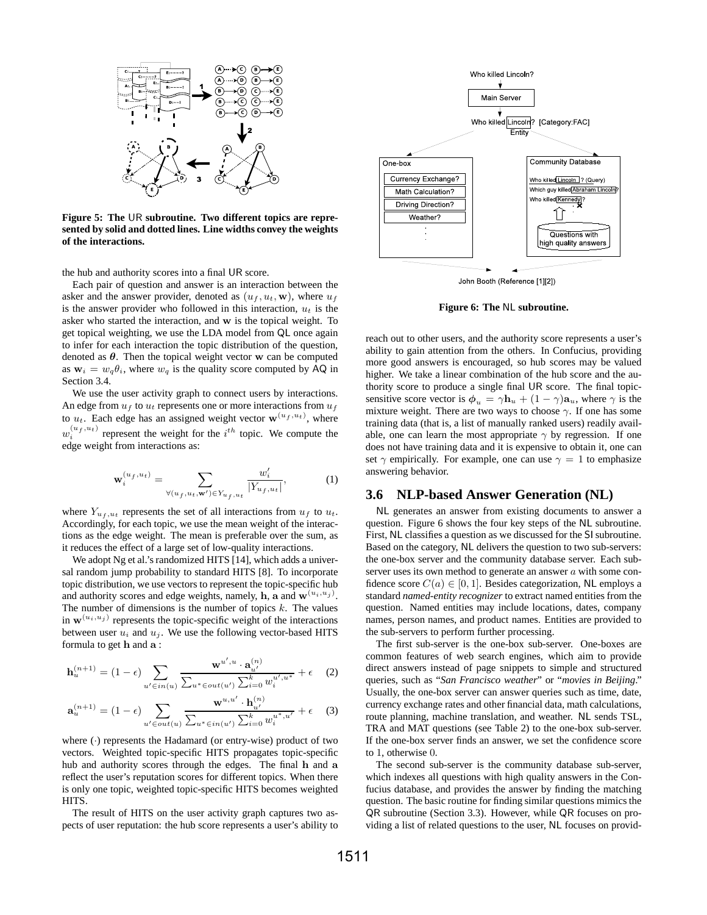**Figure 5: The UR subroutine. Two different topics are represented by solid and dotted lines. Line widths convey the weights of the interactions.**

the hub and authority scores into a final UR score.

Each pair of question and answer is an interaction between the asker and the answer provider, denoted as $(u_f, u_t, \mathbf{w})$, where $u_f$ is the answer provider who followed in this interaction, $u_t$ is the asker who started the interaction, and $\mathbf{w}$ is the topical weight. To get topical weighting, we use the LDA model from QL once again to infer for each interaction the topic distribution of the question, denoted as $\boldsymbol{\theta}$. Then the topical weight vector $\mathbf{w}$ can be computed as $\mathbf{w}_i = w_q\theta_i$, where $w_q$ is the quality score computed by AQ in Section 3.4.

We use the user activity graph to connect users by interactions. An edge from $u_f$ to $u_t$ represents one or more interactions from $u_f$ to $u_t$. Each edge has an assigned weight vector $\mathbf{w}^{(u_f,u_t)}$, where $w_i^{(u_f,u_t)}$ represent the weight for the $i^{th}$ topic. We compute the edge weight from interactions as:

$$\mathbf{w}_i^{(u_f,u_t)} = \sum_{\forall (u_f,u_t,\mathbf{w}') \in Y_{u_f,u_t}} \frac{w_i'}{|Y_{u_f,u_t}|}, \tag{1}$$

where $Y_{u_f,u_t}$ represents the set of all interactions from $u_f$ to $u_t$. Accordingly, for each topic, we use the mean weight of the interactions as the edge weight. The mean is preferable over the sum, as it reduces the effect of a large set of low-quality interactions.

We adopt Ng et al.'s randomized HITS [14], which adds a universal random jump probability to standard HITS [8]. To incorporate topic distribution, we use vectors to represent the topic-specific hub and authority scores and edge weights, namely, $\mathbf{h}$, $\mathbf{a}$ and $\mathbf{w}^{(u_i,u_j)}$. The number of dimensions is the number of topics $k$. The values in $\mathbf{w}^{(u_i,u_j)}$ represents the topic-specific weight of the interactions between user $u_i$ and $u_j$. We use the following vector-based HITS formula to get $\mathbf{h}$ and $\mathbf{a}$ :

$$\mathbf{h}_u^{(n+1)} = (1-\epsilon) \sum_{u' \in in(u)} \frac{\mathbf{w}^{u',u} \cdot \mathbf{a}_{u'}^{(n)}}{\sum_{u^* \in out(u')} \sum_{i=0}^{k} w_i^{u',u^*}} + \epsilon \tag{2}$$

$$\mathbf{a}_u^{(n+1)} = (1-\epsilon) \sum_{u' \in out(u)} \frac{\mathbf{w}^{u,u'} \cdot \mathbf{h}_{u'}^{(n)}}{\sum_{u^* \in in(u')} \sum_{i=0}^{k} w_i^{u^*,u'}} + \epsilon \tag{3}$$

where $(\cdot)$ represents the Hadamard (or entry-wise) product of two vectors. Weighted topic-specific HITS propagates topic-specific hub and authority scores through the edges. The final $\mathbf{h}$ and $\mathbf{a}$ reflect the user's reputation scores for different topics. When there is only one topic, weighted topic-specific HITS becomes weighted HITS.

The result of HITS on the user activity graph captures two aspects of user reputation: the hub score represents a user's ability to reach out to other users, and the authority score represents a user's ability to gain attention from the others. In Confucius, providing more good answers is encouraged, so hub scores may be valued higher. We take a linear combination of the hub score and the authority score to produce a single final UR score. The final topic-sensitive score vector is $\boldsymbol{\phi}_u = \gamma\mathbf{h}_u + (1-\gamma)\mathbf{a}_u$, where $\gamma$ is the mixture weight. There are two ways to choose $\gamma$. If one has some training data (that is, a list of manually ranked users) readily available, one can learn the most appropriate $\gamma$ by regression. If one does not have training data and it is expensive to obtain it, one can set $\gamma$ empirically. For example, one can use $\gamma = 1$ to emphasize answering behavior.

**Figure 6: The NL subroutine.**

## 3.6 NLP-based Answer Generation (NL)

NL generates an answer from existing documents to answer a question. Figure 6 shows the four key steps of the NL subroutine. First, NL classifies a question as we discussed for the SI subroutine. Based on the category, NL delivers the question to two sub-servers: the one-box server and the community database server. Each sub-server uses its own method to generate an answer $a$ with some confidence score $C(a) \in [0, 1]$. Besides categorization, NL employs a standard *named-entity recognizer* to extract named entities from the question. Named entities may include locations, dates, company names, person names, and product names. Entities are provided to the sub-servers to perform further processing.

The first sub-server is the one-box sub-server. One-boxes are common features of web search engines, which aim to provide direct answers instead of page snippets to simple and structured queries, such as "*San Francisco weather*" or "*movies in Beijing*." Usually, the one-box server can answer queries such as time, date, currency exchange rates and other financial data, math calculations, route planning, machine translation, and weather. NL sends TSL, TRA and MAT questions (see Table 2) to the one-box sub-server. If the one-box server finds an answer, we set the confidence score to 1, otherwise 0.

The second sub-server is the community database sub-server, which indexes all questions with high quality answers in the Confucius database, and provides the answer by finding the matching question. The basic routine for finding similar questions mimics the QR subroutine (Section 3.3). However, while QR focuses on providing a list of related questions to the user, NL focuses on provid-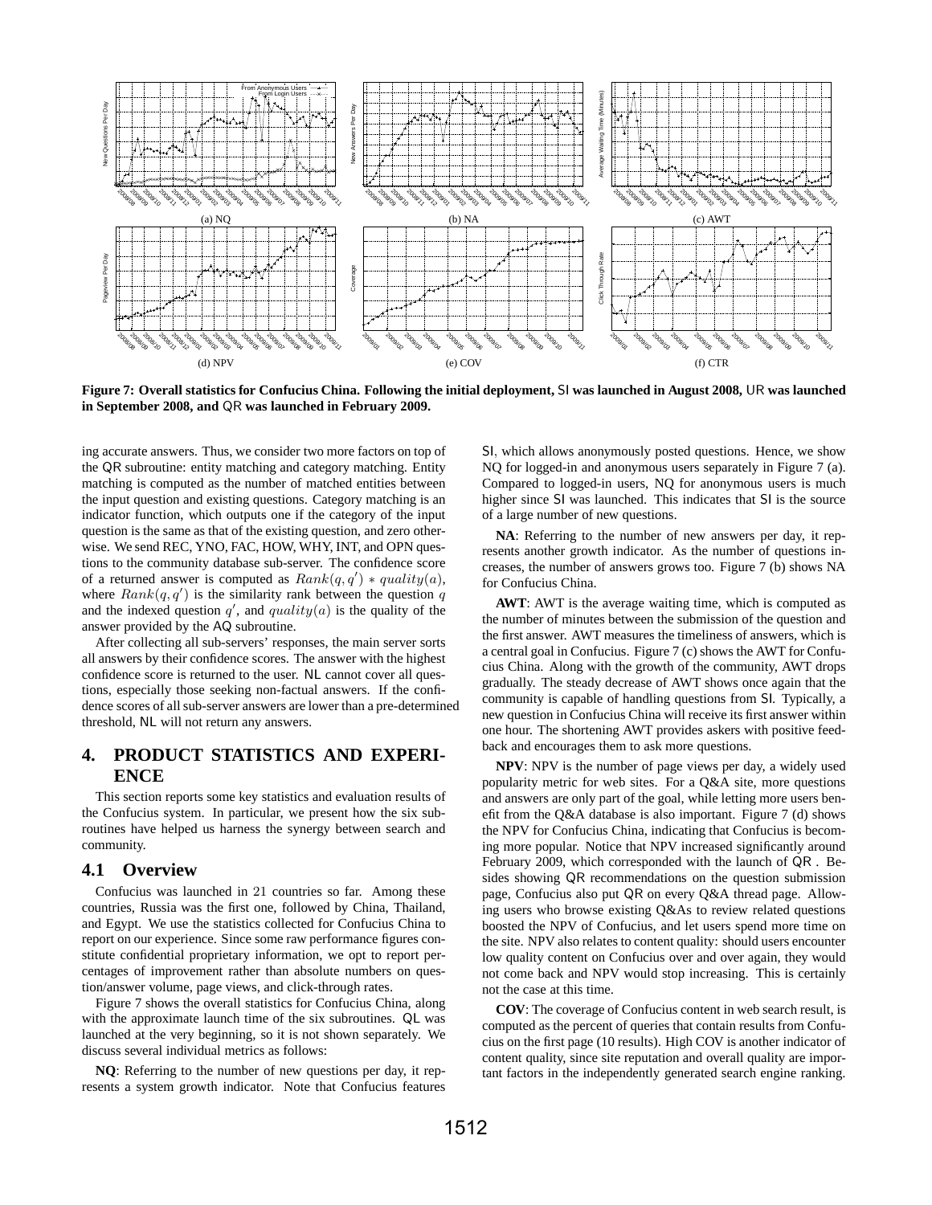From Anonymous Users
From Login Users
New Questions Per Day
2008/08 2008/09 2008/10 2008/11 2008/12 2009/01 2009/02 2009/03 2009/04 2009/05 2009/06 2009/07 2009/08 2009/09 2009/10 2009/11
(a) NQ

New Answers Per Day
2008/08 2008/09 2008/10 2008/11 2008/12 2009/01 2009/02 2009/03 2009/04 2009/05 2009/06 2009/07 2009/08 2009/09 2009/10 2009/11
(b) NA

Average Waiting Time (Minutes)
2008/08 2008/09 2008/10 2008/11 2008/12 2009/01 2009/02 2009/03 2009/04 2009/05 2009/06 2009/07 2009/08 2009/09 2009/10 2009/11
(c) AWT

Pageview Per Day
2008/08 2008/09 2008/10 2008/11 2008/12 2009/01 2009/02 2009/03 2009/04 2009/05 2009/06 2009/07 2009/08 2009/09 2009/10 2009/11
(d) NPV

Coverage
2009/01 2009/02 2009/03 2009/04 2009/05 2009/06 2009/07 2009/08 2009/09 2009/10 2009/11
(e) COV

Click Through Rate
2009/01 2009/02 2009/03 2009/04 2009/05 2009/06 2009/07 2009/08 2009/09 2009/10 2009/11
(f) CTR

**Figure 7: Overall statistics for Confucius China. Following the initial deployment, SI was launched in August 2008, UR was launched in September 2008, and QR was launched in February 2009.**

ing accurate answers. Thus, we consider two more factors on top of the QR subroutine: entity matching and category matching. Entity matching is computed as the number of matched entities between the input question and existing questions. Category matching is an indicator function, which outputs one if the category of the input question is the same as that of the existing question, and zero otherwise. We send REC, YNO, FAC, HOW, WHY, INT, and OPN questions to the community database sub-server. The confidence score of a returned answer is computed as $Rank(q, q') * quality(a)$, where $Rank(q, q')$ is the similarity rank between the question $q$ and the indexed question $q'$, and $quality(a)$ is the quality of the answer provided by the AQ subroutine.

After collecting all sub-servers' responses, the main server sorts all answers by their confidence scores. The answer with the highest confidence score is returned to the user. NL cannot cover all questions, especially those seeking non-factual answers. If the confidence scores of all sub-server answers are lower than a pre-determined threshold, NL will not return any answers.

## 4. PRODUCT STATISTICS AND EXPERIENCE

This section reports some key statistics and evaluation results of the Confucius system. In particular, we present how the six subroutines have helped us harness the synergy between search and community.

### 4.1 Overview

Confucius was launched in 21 countries so far. Among these countries, Russia was the first one, followed by China, Thailand, and Egypt. We use the statistics collected for Confucius China to report on our experience. Since some raw performance figures constitute confidential proprietary information, we opt to report percentages of improvement rather than absolute numbers on question/answer volume, page views, and click-through rates.

Figure 7 shows the overall statistics for Confucius China, along with the approximate launch time of the six subroutines. QL was launched at the very beginning, so it is not shown separately. We discuss several individual metrics as follows:

**NQ**: Referring to the number of new questions per day, it represents a system growth indicator. Note that Confucius features SI, which allows anonymously posted questions. Hence, we show NQ for logged-in and anonymous users separately in Figure 7 (a). Compared to logged-in users, NQ for anonymous users is much higher since SI was launched. This indicates that SI is the source of a large number of new questions.

**NA**: Referring to the number of new answers per day, it represents another growth indicator. As the number of questions increases, the number of answers grows too. Figure 7 (b) shows NA for Confucius China.

**AWT**: AWT is the average waiting time, which is computed as the number of minutes between the submission of the question and the first answer. AWT measures the timeliness of answers, which is a central goal in Confucius. Figure 7 (c) shows the AWT for Confucius China. Along with the growth of the community, AWT drops gradually. The steady decrease of AWT shows once again that the community is capable of handling questions from SI. Typically, a new question in Confucius China will receive its first answer within one hour. The shortening AWT provides askers with positive feedback and encourages them to ask more questions.

**NPV**: NPV is the number of page views per day, a widely used popularity metric for web sites. For a Q&A site, more questions and answers are only part of the goal, while letting more users benefit from the Q&A database is also important. Figure 7 (d) shows the NPV for Confucius China, indicating that Confucius is becoming more popular. Notice that NPV increased significantly around February 2009, which corresponded with the launch of QR . Besides showing QR recommendations on the question submission page, Confucius also put QR on every Q&A thread page. Allowing users who browse existing Q&As to review related questions boosted the NPV of Confucius, and let users spend more time on the site. NPV also relates to content quality: should users encounter low quality content on Confucius over and over again, they would not come back and NPV would stop increasing. This is certainly not the case at this time.

**COV**: The coverage of Confucius content in web search result, is computed as the percent of queries that contain results from Confucius on the first page (10 results). High COV is another indicator of content quality, since site reputation and overall quality are important factors in the independently generated search engine ranking.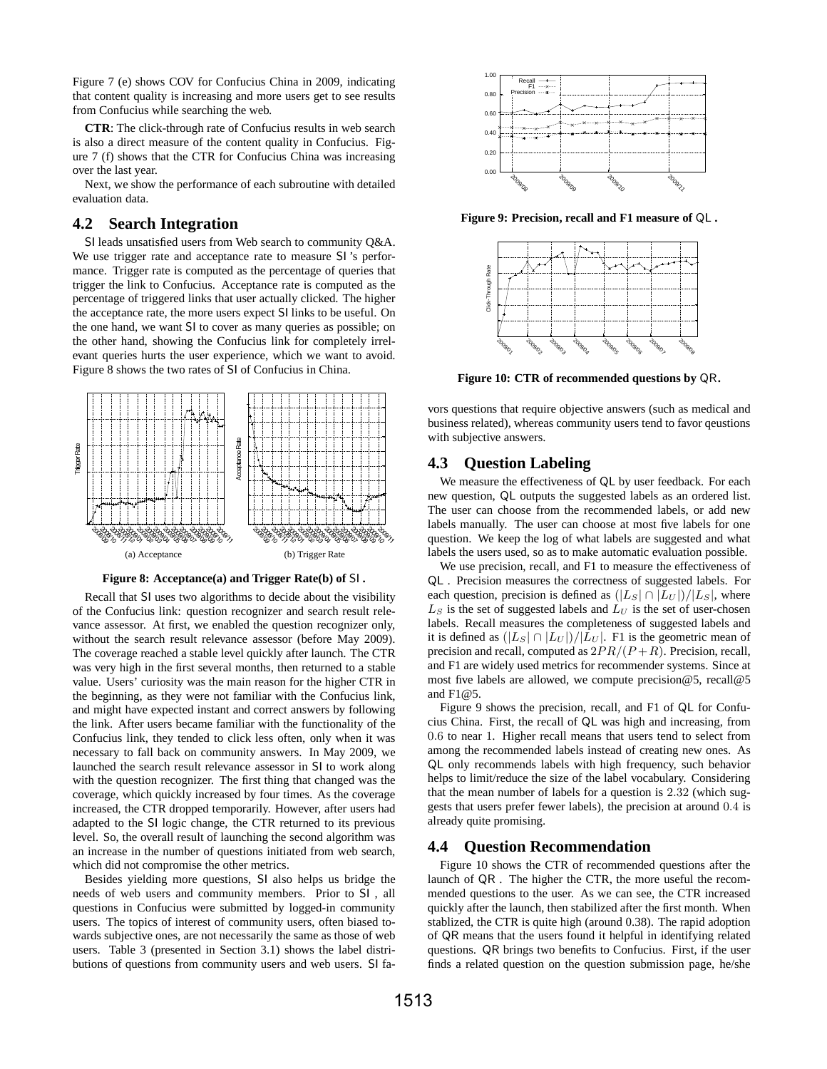Figure 7 (e) shows COV for Confucius China in 2009, indicating that content quality is increasing and more users get to see results from Confucius while searching the web.

**CTR**: The click-through rate of Confucius results in web search is also a direct measure of the content quality in Confucius. Figure 7 (f) shows that the CTR for Confucius China was increasing over the last year.

Next, we show the performance of each subroutine with detailed evaluation data.

## 4.2 Search Integration

SI leads unsatisfied users from Web search to community Q&A. We use trigger rate and acceptance rate to measure SI 's performance. Trigger rate is computed as the percentage of queries that trigger the link to Confucius. Acceptance rate is computed as the percentage of triggered links that user actually clicked. The higher the acceptance rate, the more users expect SI links to be useful. On the one hand, we want SI to cover as many queries as possible; on the other hand, showing the Confucius link for completely irrelevant queries hurts the user experience, which we want to avoid. Figure 8 shows the two rates of SI of Confucius in China.

Trigger Rate
2008/09 2008/10 2008/11 2008/12 2009/01 2009/02 2009/03 2009/04 2009/05 2009/06 2009/07 2009/08 2009/09 2009/10 2009/11
(a) Acceptance

Acceptance Rate
2008/09 2008/10 2008/11 2008/12 2009/01 2009/02 2009/03 2009/04 2009/05 2009/06 2009/07 2009/08 2009/09 2009/10 2009/11
(b) Trigger Rate

**Figure 8: Acceptance(a) and Trigger Rate(b) of SI .**

Recall that SI uses two algorithms to decide about the visibility of the Confucius link: question recognizer and search result relevance assessor. At first, we enabled the question recognizer only, without the search result relevance assessor (before May 2009). The coverage reached a stable level quickly after launch. The CTR was very high in the first several months, then returned to a stable value. Users' curiosity was the main reason for the higher CTR in the beginning, as they were not familiar with the Confucius link, and might have expected instant and correct answers by following the link. After users became familiar with the functionality of the Confucius link, they tended to click less often, only when it was necessary to fall back on community answers. In May 2009, we launched the search result relevance assessor in SI to work along with the question recognizer. The first thing that changed was the coverage, which quickly increased by four times. As the coverage increased, the CTR dropped temporarily. However, after users had adapted to the SI logic change, the CTR returned to its previous level. So, the overall result of launching the second algorithm was an increase in the number of questions initiated from web search, which did not compromise the other metrics.

Besides yielding more questions, SI also helps us bridge the needs of web users and community members. Prior to SI , all questions in Confucius were submitted by logged-in community users. The topics of interest of community users, often biased towards subjective ones, are not necessarily the same as those of web users. Table 3 (presented in Section 3.1) shows the label distributions of questions from community users and web users. SI favors questions that require objective answers (such as medical and business related), whereas community users tend to favor qeustions with subjective answers.

1.00
0.80
0.60
0.40
0.20
0.00
Recall
F1
Precision
2009/08 2009/09 2009/10 2009/11

**Figure 9: Precision, recall and F1 measure of QL .**

Click-Through Rate
2009/01 2009/02 2009/03 2009/04 2009/05 2009/06 2009/07 2009/08

**Figure 10: CTR of recommended questions by QR.**

## 4.3 Question Labeling

We measure the effectiveness of QL by user feedback. For each new question, QL outputs the suggested labels as an ordered list. The user can choose from the recommended labels, or add new labels manually. The user can choose at most five labels for one question. We keep the log of what labels are suggested and what labels the users used, so as to make automatic evaluation possible.

We use precision, recall, and F1 to measure the effectiveness of QL . Precision measures the correctness of suggested labels. For each question, precision is defined as $(|L_S| \cap |L_U|)/|L_S|$, where $L_S$ is the set of suggested labels and $L_U$ is the set of user-chosen labels. Recall measures the completeness of suggested labels and it is defined as $(|L_S| \cap |L_U|)/|L_U|$. F1 is the geometric mean of precision and recall, computed as $2PR/(P+R)$. Precision, recall, and F1 are widely used metrics for recommender systems. Since at most five labels are allowed, we compute precision@5, recall@5 and F1@5.

Figure 9 shows the precision, recall, and F1 of QL for Confucius China. First, the recall of QL was high and increasing, from $0.6$ to near $1$. Higher recall means that users tend to select from among the recommended labels instead of creating new ones. As QL only recommends labels with high frequency, such behavior helps to limit/reduce the size of the label vocabulary. Considering that the mean number of labels for a question is $2.32$ (which suggests that users prefer fewer labels), the precision at around $0.4$ is already quite promising.

## 4.4 Question Recommendation

Figure 10 shows the CTR of recommended questions after the launch of QR . The higher the CTR, the more useful the recommended questions to the user. As we can see, the CTR increased quickly after the launch, then stabilized after the first month. When stablized, the CTR is quite high (around 0.38). The rapid adoption of QR means that the users found it helpful in identifying related questions. QR brings two benefits to Confucius. First, if the user finds a related question on the question submission page, he/she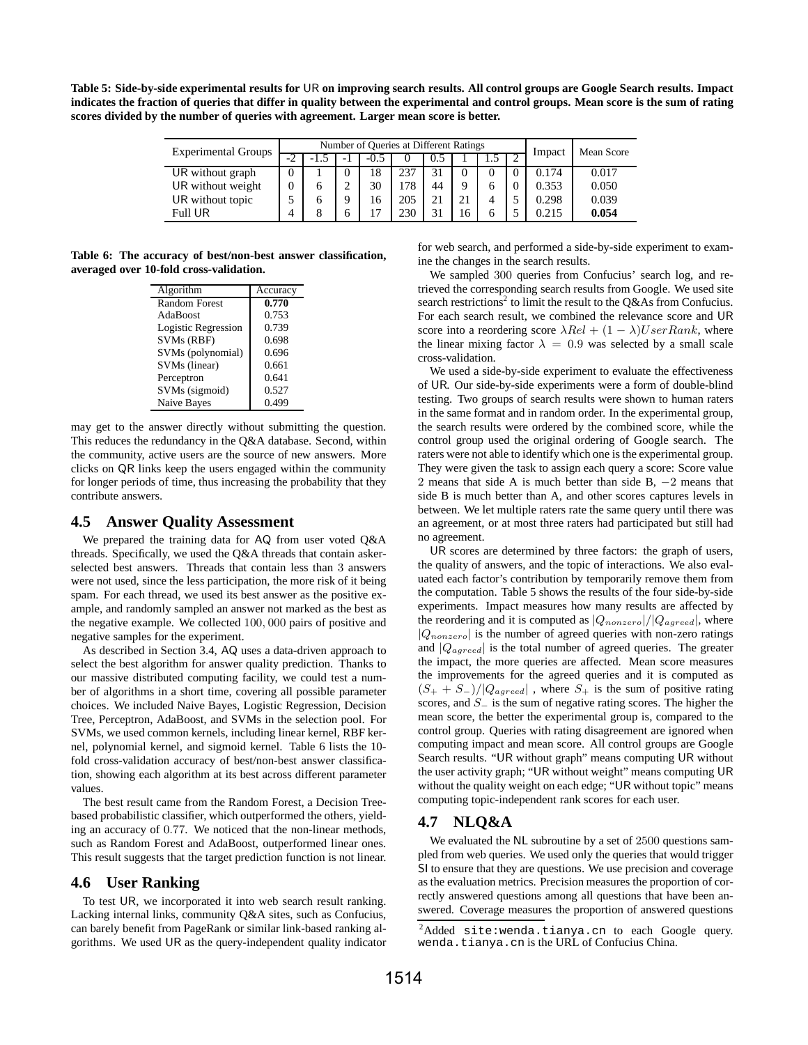**Table 5: Side-by-side experimental results for UR on improving search results. All control groups are Google Search results. Impact indicates the fraction of queries that differ in quality between the experimental and control groups. Mean score is the sum of rating scores divided by the number of queries with agreement. Larger mean score is better.**

| Experimental Groups | Number of Queries at Different Ratings | | | | | | | | | Impact | Mean Score |
|---|---|---|---|---|---|---|---|---|---|---|---|
| | -2 | -1.5 | -1 | -0.5 | 0 | 0.5 | 1 | 1.5 | 2 | | |
| UR without graph | 0 | 1 | 0 | 18 | 237 | 31 | 0 | 0 | 0 | 0.174 | 0.017 |
| UR without weight | 0 | 6 | 2 | 30 | 178 | 44 | 9 | 6 | 0 | 0.353 | 0.050 |
| UR without topic | 5 | 6 | 9 | 16 | 205 | 21 | 21 | 4 | 5 | 0.298 | 0.039 |
| Full UR | 4 | 8 | 6 | 17 | 230 | 31 | 16 | 6 | 5 | 0.215 | **0.054** |

**Table 6: The accuracy of best/non-best answer classification, averaged over 10-fold cross-validation.**

| Algorithm | Accuracy |
|---|---|
| Random Forest | **0.770** |
| AdaBoost | 0.753 |
| Logistic Regression | 0.739 |
| SVMs (RBF) | 0.698 |
| SVMs (polynomial) | 0.696 |
| SVMs (linear) | 0.661 |
| Perceptron | 0.641 |
| SVMs (sigmoid) | 0.527 |
| Naive Bayes | 0.499 |

may get to the answer directly without submitting the question. This reduces the redundancy in the Q&A database. Second, within the community, active users are the source of new answers. More clicks on QR links keep the users engaged within the community for longer periods of time, thus increasing the probability that they contribute answers.

## 4.5 Answer Quality Assessment

We prepared the training data for AQ from user voted Q&A threads. Specifically, we used the Q&A threads that contain asker-selected best answers. Threads that contain less than 3 answers were not used, since the less participation, the more risk of it being spam. For each thread, we used its best answer as the positive example, and randomly sampled an answer not marked as the best as the negative example. We collected 100,000 pairs of positive and negative samples for the experiment.

As described in Section 3.4, AQ uses a data-driven approach to select the best algorithm for answer quality prediction. Thanks to our massive distributed computing facility, we could test a number of algorithms in a short time, covering all possible parameter choices. We included Naive Bayes, Logistic Regression, Decision Tree, Perceptron, AdaBoost, and SVMs in the selection pool. For SVMs, we used common kernels, including linear kernel, RBF kernel, polynomial kernel, and sigmoid kernel. Table 6 lists the 10-fold cross-validation accuracy of best/non-best answer classification, showing each algorithm at its best across different parameter values.

The best result came from the Random Forest, a Decision Tree-based probabilistic classifier, which outperformed the others, yielding an accuracy of 0.77. We noticed that the non-linear methods, such as Random Forest and AdaBoost, outperformed linear ones. This result suggests that the target prediction function is not linear.

## 4.6 User Ranking

To test UR, we incorporated it into web search result ranking. Lacking internal links, community Q&A sites, such as Confucius, can barely benefit from PageRank or similar link-based ranking algorithms. We used UR as the query-independent quality indicator for web search, and performed a side-by-side experiment to examine the changes in the search results.

We sampled 300 queries from Confucius' search log, and retrieved the corresponding search results from Google. We used site search restrictions[2] to limit the result to the Q&As from Confucius. For each search result, we combined the relevance score and UR score into a reordering score $\lambda Rel + (1 - \lambda) UserRank$, where the linear mixing factor $\lambda = 0.9$ was selected by a small scale cross-validation.

We used a side-by-side experiment to evaluate the effectiveness of UR. Our side-by-side experiments were a form of double-blind testing. Two groups of search results were shown to human raters in the same format and in random order. In the experimental group, the search results were ordered by the combined score, while the control group used the original ordering of Google search. The raters were not able to identify which one is the experimental group. They were given the task to assign each query a score: Score value 2 means that side A is much better than side B, $-2$ means that side B is much better than A, and other scores captures levels in between. We let multiple raters rate the same query until there was an agreement, or at most three raters had participated but still had no agreement.

UR scores are determined by three factors: the graph of users, the quality of answers, and the topic of interactions. We also evaluated each factor's contribution by temporarily remove them from the computation. Table 5 shows the results of the four side-by-side experiments. Impact measures how many results are affected by the reordering and it is computed as $|Q_{nonzero}|/|Q_{agreed}|$, where $|Q_{nonzero}|$ is the number of agreed queries with non-zero ratings and $|Q_{agreed}|$ is the total number of agreed queries. The greater the impact, the more queries are affected. Mean score measures the improvements for the agreed queries and it is computed as $(S_+ + S_-)/|Q_{agreed}|$, where $S_+$ is the sum of positive rating scores, and $S_-$ is the sum of negative rating scores. The higher the mean score, the better the experimental group is, compared to the control group. Queries with rating disagreement are ignored when computing impact and mean score. All control groups are Google Search results. "UR without graph" means computing UR without the user activity graph; "UR without weight" means computing UR without the quality weight on each edge; "UR without topic" means computing topic-independent rank scores for each user.

## 4.7 NLQ&A

We evaluated the NL subroutine by a set of 2500 questions sampled from web queries. We used only the queries that would trigger SI to ensure that they are questions. We use precision and coverage as the evaluation metrics. Precision measures the proportion of correctly answered questions among all questions that have been answered. Coverage measures the proportion of answered questions

[2] Added `site:wenda.tianya.cn` to each Google query. `wenda.tianya.cn` is the URL of Confucius China.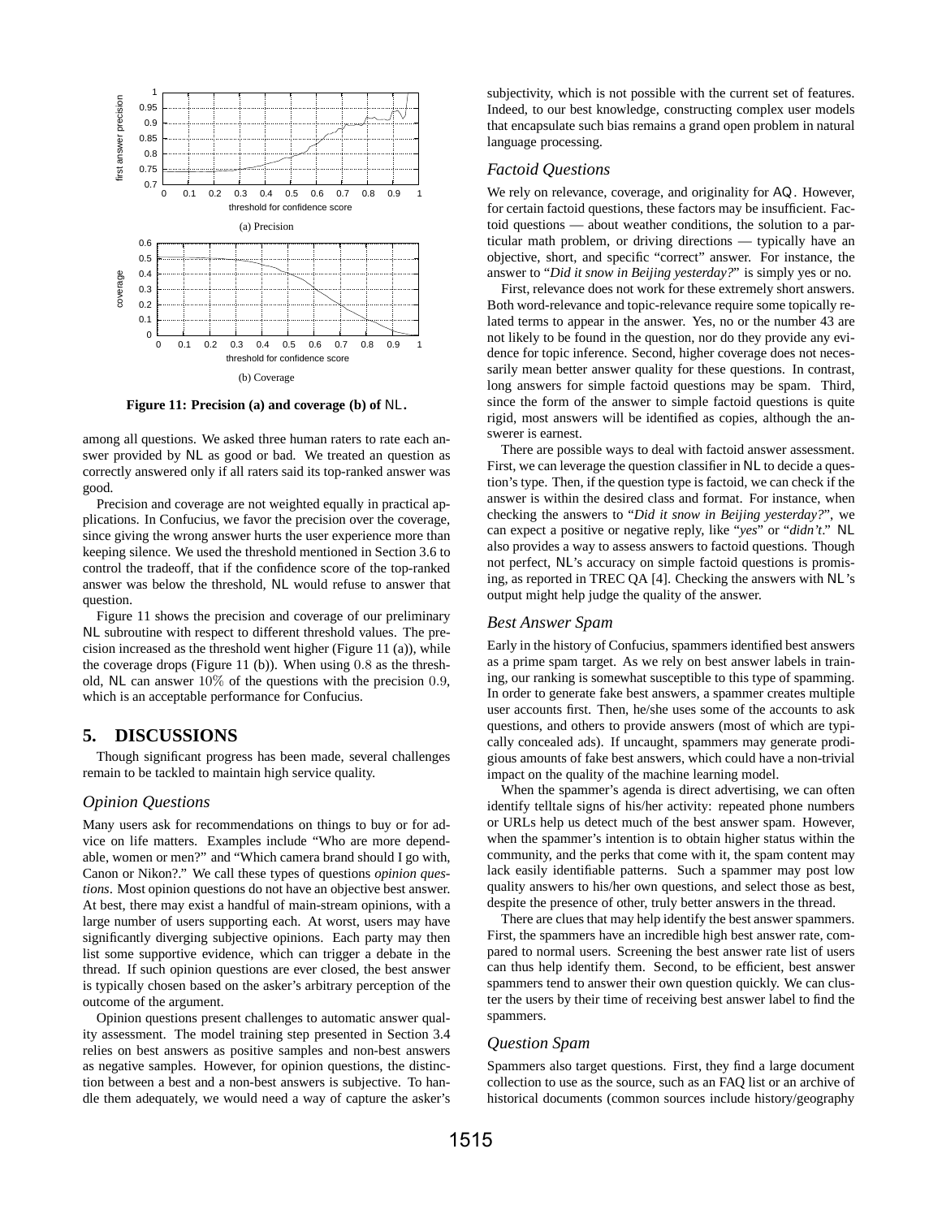first answer precision

1
0.95
0.9
0.85
0.8
0.75
0.7

0 0.1 0.2 0.3 0.4 0.5 0.6 0.7 0.8 0.9 1

threshold for confidence score

(a) Precision

coverage

0.6
0.5
0.4
0.3
0.2
0.1
0

0 0.1 0.2 0.3 0.4 0.5 0.6 0.7 0.8 0.9 1

threshold for confidence score

(b) Coverage

**Figure 11: Precision (a) and coverage (b) of NL.**

among all questions. We asked three human raters to rate each answer provided by NL as good or bad. We treated an question as correctly answered only if all raters said its top-ranked answer was good.

Precision and coverage are not weighted equally in practical applications. In Confucius, we favor the precision over the coverage, since giving the wrong answer hurts the user experience more than keeping silence. We used the threshold mentioned in Section 3.6 to control the tradeoff, that if the confidence score of the top-ranked answer was below the threshold, NL would refuse to answer that question.

Figure 11 shows the precision and coverage of our preliminary NL subroutine with respect to different threshold values. The precision increased as the threshold went higher (Figure 11 (a)), while the coverage drops (Figure 11 (b)). When using $0.8$ as the threshold, NL can answer $10\%$ of the questions with the precision $0.9$, which is an acceptable performance for Confucius.

## 5. DISCUSSIONS

Though significant progress has been made, several challenges remain to be tackled to maintain high service quality.

### *Opinion Questions*

Many users ask for recommendations on things to buy or for advice on life matters. Examples include "Who are more dependable, women or men?" and "Which camera brand should I go with, Canon or Nikon?." We call these types of questions *opinion questions*. Most opinion questions do not have an objective best answer. At best, there may exist a handful of main-stream opinions, with a large number of users supporting each. At worst, users may have significantly diverging subjective opinions. Each party may then list some supportive evidence, which can trigger a debate in the thread. If such opinion questions are ever closed, the best answer is typically chosen based on the asker's arbitrary perception of the outcome of the argument.

Opinion questions present challenges to automatic answer quality assessment. The model training step presented in Section 3.4 relies on best answers as positive samples and non-best answers as negative samples. However, for opinion questions, the distinction between a best and a non-best answers is subjective. To handle them adequately, we would need a way of capture the asker's subjectivity, which is not possible with the current set of features. Indeed, to our best knowledge, constructing complex user models that encapsulate such bias remains a grand open problem in natural language processing.

### *Factoid Questions*

We rely on relevance, coverage, and originality for AQ. However, for certain factoid questions, these factors may be insufficient. Factoid questions — about weather conditions, the solution to a particular math problem, or driving directions — typically have an objective, short, and specific "correct" answer. For instance, the answer to "*Did it snow in Beijing yesterday?*" is simply yes or no.

First, relevance does not work for these extremely short answers. Both word-relevance and topic-relevance require some topically related terms to appear in the answer. Yes, no or the number 43 are not likely to be found in the question, nor do they provide any evidence for topic inference. Second, higher coverage does not necessarily mean better answer quality for these questions. In contrast, long answers for simple factoid questions may be spam. Third, since the form of the answer to simple factoid questions is quite rigid, most answers will be identified as copies, although the answerer is earnest.

There are possible ways to deal with factoid answer assessment. First, we can leverage the question classifier in NL to decide a question's type. Then, if the question type is factoid, we can check if the answer is within the desired class and format. For instance, when checking the answers to "*Did it snow in Beijing yesterday?*", we can expect a positive or negative reply, like "*yes*" or "*didn't*." NL also provides a way to assess answers to factoid questions. Though not perfect, NL's accuracy on simple factoid questions is promising, as reported in TREC QA [4]. Checking the answers with NL's output might help judge the quality of the answer.

### *Best Answer Spam*

Early in the history of Confucius, spammers identified best answers as a prime spam target. As we rely on best answer labels in training, our ranking is somewhat susceptible to this type of spamming. In order to generate fake best answers, a spammer creates multiple user accounts first. Then, he/she uses some of the accounts to ask questions, and others to provide answers (most of which are typically concealed ads). If uncaught, spammers may generate prodigious amounts of fake best answers, which could have a non-trivial impact on the quality of the machine learning model.

When the spammer's agenda is direct advertising, we can often identify telltale signs of his/her activity: repeated phone numbers or URLs help us detect much of the best answer spam. However, when the spammer's intention is to obtain higher status within the community, and the perks that come with it, the spam content may lack easily identifiable patterns. Such a spammer may post low quality answers to his/her own questions, and select those as best, despite the presence of other, truly better answers in the thread.

There are clues that may help identify the best answer spammers. First, the spammers have an incredible high best answer rate, compared to normal users. Screening the best answer rate list of users can thus help identify them. Second, to be efficient, best answer spammers tend to answer their own question quickly. We can cluster the users by their time of receiving best answer label to find the spammers.

### *Question Spam*

Spammers also target questions. First, they find a large document collection to use as the source, such as an FAQ list or an archive of historical documents (common sources include history/geography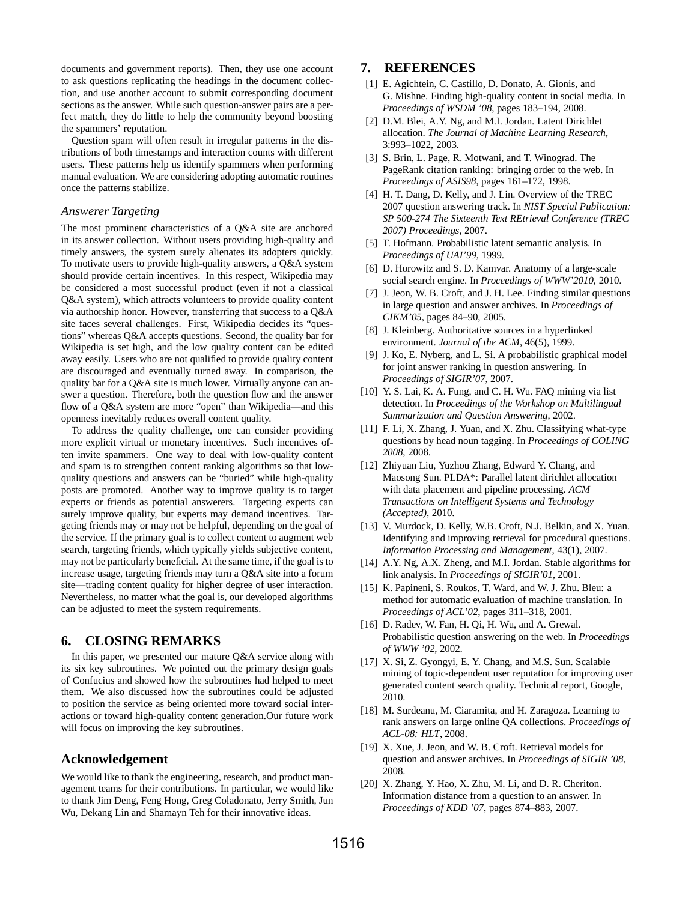documents and government reports). Then, they use one account to ask questions replicating the headings in the document collection, and use another account to submit corresponding document sections as the answer. While such question-answer pairs are a perfect match, they do little to help the community beyond boosting the spammers' reputation.

Question spam will often result in irregular patterns in the distributions of both timestamps and interaction counts with different users. These patterns help us identify spammers when performing manual evaluation. We are considering adopting automatic routines once the patterns stabilize.

### *Answerer Targeting*

The most prominent characteristics of a Q&A site are anchored in its answer collection. Without users providing high-quality and timely answers, the system surely alienates its adopters quickly. To motivate users to provide high-quality answers, a Q&A system should provide certain incentives. In this respect, Wikipedia may be considered a most successful product (even if not a classical Q&A system), which attracts volunteers to provide quality content via authorship honor. However, transferring that success to a Q&A site faces several challenges. First, Wikipedia decides its "questions" whereas Q&A accepts questions. Second, the quality bar for Wikipedia is set high, and the low quality content can be edited away easily. Users who are not qualified to provide quality content are discouraged and eventually turned away. In comparison, the quality bar for a Q&A site is much lower. Virtually anyone can answer a question. Therefore, both the question flow and the answer flow of a Q&A system are more "open" than Wikipedia—and this openness inevitably reduces overall content quality.

To address the quality challenge, one can consider providing more explicit virtual or monetary incentives. Such incentives often invite spammers. One way to deal with low-quality content and spam is to strengthen content ranking algorithms so that low-quality questions and answers can be "buried" while high-quality posts are promoted. Another way to improve quality is to target experts or friends as potential answerers. Targeting experts can surely improve quality, but experts may demand incentives. Targeting friends may or may not be helpful, depending on the goal of the service. If the primary goal is to collect content to augment web search, targeting friends, which typically yields subjective content, may not be particularly beneficial. At the same time, if the goal is to increase usage, targeting friends may turn a Q&A site into a forum site—trading content quality for higher degree of user interaction. Nevertheless, no matter what the goal is, our developed algorithms can be adjusted to meet the system requirements.

## 6. CLOSING REMARKS

In this paper, we presented our mature Q&A service along with its six key subroutines. We pointed out the primary design goals of Confucius and showed how the subroutines had helped to meet them. We also discussed how the subroutines could be adjusted to position the service as being oriented more toward social interactions or toward high-quality content generation.Our future work will focus on improving the key subroutines.

## Acknowledgement

We would like to thank the engineering, research, and product management teams for their contributions. In particular, we would like to thank Jim Deng, Feng Hong, Greg Coladonato, Jerry Smith, Jun Wu, Dekang Lin and Shamayn Teh for their innovative ideas.

## 7. REFERENCES

[1] E. Agichtein, C. Castillo, D. Donato, A. Gionis, and G. Mishne. Finding high-quality content in social media. In *Proceedings of WSDM '08*, pages 183–194, 2008.

[2] D.M. Blei, A.Y. Ng, and M.I. Jordan. Latent Dirichlet allocation. *The Journal of Machine Learning Research*, 3:993–1022, 2003.

[3] S. Brin, L. Page, R. Motwani, and T. Winograd. The PageRank citation ranking: bringing order to the web. In *Proceedings of ASIS98*, pages 161–172, 1998.

[4] H. T. Dang, D. Kelly, and J. Lin. Overview of the TREC 2007 question answering track. In *NIST Special Publication: SP 500-274 The Sixteenth Text REtrieval Conference (TREC 2007) Proceedings*, 2007.

[5] T. Hofmann. Probabilistic latent semantic analysis. In *Proceedings of UAI'99*, 1999.

[6] D. Horowitz and S. D. Kamvar. Anatomy of a large-scale social search engine. In *Proceedings of WWW'2010*, 2010.

[7] J. Jeon, W. B. Croft, and J. H. Lee. Finding similar questions in large question and answer archives. In *Proceedings of CIKM'05*, pages 84–90, 2005.

[8] J. Kleinberg. Authoritative sources in a hyperlinked environment. *Journal of the ACM*, 46(5), 1999.

[9] J. Ko, E. Nyberg, and L. Si. A probabilistic graphical model for joint answer ranking in question answering. In *Proceedings of SIGIR'07*, 2007.

[10] Y. S. Lai, K. A. Fung, and C. H. Wu. FAQ mining via list detection. In *Proceedings of the Workshop on Multilingual Summarization and Question Answering*, 2002.

[11] F. Li, X. Zhang, J. Yuan, and X. Zhu. Classifying what-type questions by head noun tagging. In *Proceedings of COLING 2008*, 2008.

[12] Zhiyuan Liu, Yuzhou Zhang, Edward Y. Chang, and Maosong Sun. PLDA*: Parallel latent dirichlet allocation with data placement and pipeline processing. *ACM Transactions on Intelligent Systems and Technology (Accepted)*, 2010.

[13] V. Murdock, D. Kelly, W.B. Croft, N.J. Belkin, and X. Yuan. Identifying and improving retrieval for procedural questions. *Information Processing and Management*, 43(1), 2007.

[14] A.Y. Ng, A.X. Zheng, and M.I. Jordan. Stable algorithms for link analysis. In *Proceedings of SIGIR'01*, 2001.

[15] K. Papineni, S. Roukos, T. Ward, and W. J. Zhu. Bleu: a method for automatic evaluation of machine translation. In *Proceedings of ACL'02*, pages 311–318, 2001.

[16] D. Radev, W. Fan, H. Qi, H. Wu, and A. Grewal. Probabilistic question answering on the web. In *Proceedings of WWW '02*, 2002.

[17] X. Si, Z. Gyongyi, E. Y. Chang, and M.S. Sun. Scalable mining of topic-dependent user reputation for improving user generated content search quality. Technical report, Google, 2010.

[18] M. Surdeanu, M. Ciaramita, and H. Zaragoza. Learning to rank answers on large online QA collections. *Proceedings of ACL-08: HLT*, 2008.

[19] X. Xue, J. Jeon, and W. B. Croft. Retrieval models for question and answer archives. In *Proceedings of SIGIR '08*, 2008.

[20] X. Zhang, Y. Hao, X. Zhu, M. Li, and D. R. Cheriton. Information distance from a question to an answer. In *Proceedings of KDD '07*, pages 874–883, 2007.